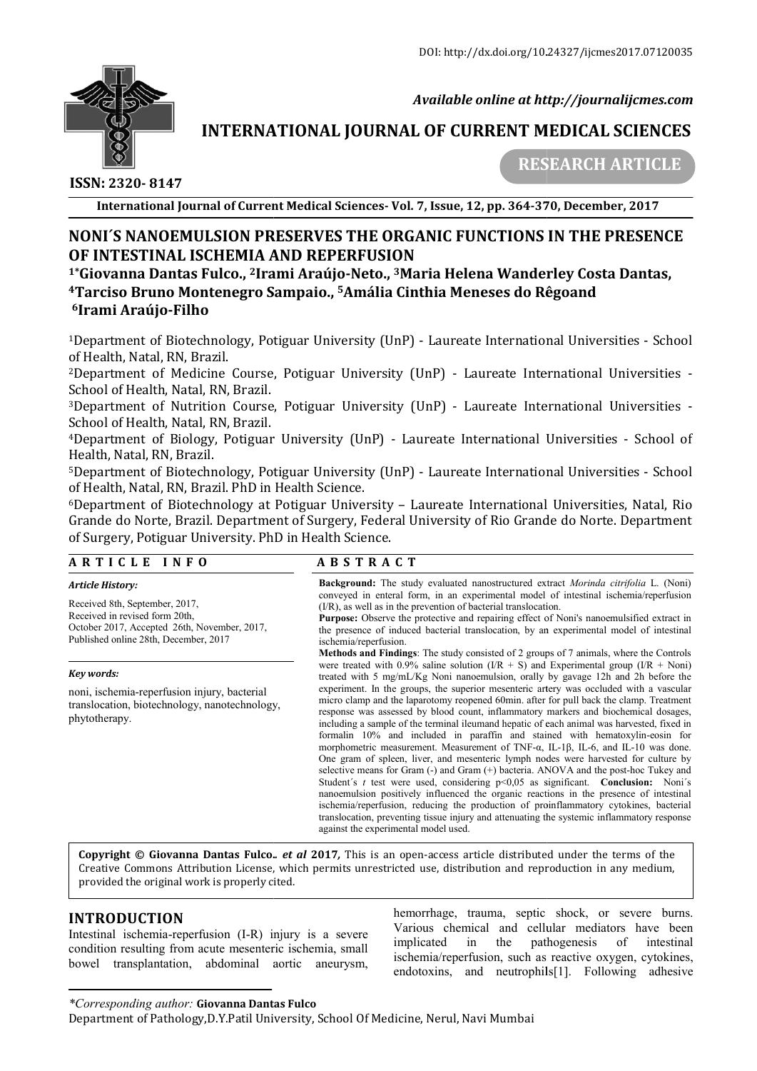DOI: http://dx.doi.org/10.24327/ijcmes2017.07120035

*Available online at http://journalijcmes.com*

# INTERNATIONAL JOURNAL OF CURRENT MEDICAL SCIENCES

**RESEARCH ARTICLE**

**ISSN: 2320- 8147**

**International Journal of Current Medical Sciences- Vol. 7, Issue, 12, pp. 364-370, December, 2017**

# NONI´S NANOEMULSION PRESERVES THE ORGANIC FUNCTIONS IN THE PRESENCE OF INTESTINAL ISCHEMIA AND REPERFUSION

**[1]*Giovanna Dantas Fulco., [2]Irami Araújo-Neto., [3]Maria Helena Wanderley Costa Dantas, [4]Tarciso Bruno Montenegro Sampaio., [5]Amália Cinthia Meneses do Rêgoand [6]Irami Araújo-Filho**

[1]Department of Biotechnology, Potiguar University (UnP) - Laureate International Universities - School of Health, Natal, RN, Brazil.

[2]Department of Medicine Course, Potiguar University (UnP) - Laureate International Universities - School of Health, Natal, RN, Brazil.

[3]Department of Nutrition Course, Potiguar University (UnP) - Laureate International Universities - School of Health, Natal, RN, Brazil.

[4]Department of Biology, Potiguar University (UnP) - Laureate International Universities - School of Health, Natal, RN, Brazil.

[5]Department of Biotechnology, Potiguar University (UnP) - Laureate International Universities - School of Health, Natal, RN, Brazil. PhD in Health Science.

[6]Department of Biotechnology at Potiguar University – Laureate International Universities, Natal, Rio Grande do Norte, Brazil. Department of Surgery, Federal University of Rio Grande do Norte. Department of Surgery, Potiguar University. PhD in Health Science.

## ARTICLE INFO

***Article History:***

Received 8th, September, 2017,
Received in revised form 20th,
October 2017, Accepted 26th, November, 2017,
Published online 28th, December, 2017

***Key words:***

noni, ischemia-reperfusion injury, bacterial translocation, biotechnology, nanotechnology, phytotherapy.

## ABSTRACT

**Background:** The study evaluated nanostructured extract *Morinda citrifolia* L. (Noni) conveyed in enteral form, in an experimental model of intestinal ischemia/reperfusion (I/R), as well as in the prevention of bacterial translocation.

**Purpose:** Observe the protective and repairing effect of Noni's nanoemulsified extract in the presence of induced bacterial translocation, by an experimental model of intestinal ischemia/reperfusion.

**Methods and Findings**: The study consisted of 2 groups of 7 animals, where the Controls were treated with 0.9% saline solution (I/R + S) and Experimental group (I/R + Noni) treated with 5 mg/mL/Kg Noni nanoemulsion, orally by gavage 12h and 2h before the experiment. In the groups, the superior mesenteric artery was occluded with a vascular micro clamp and the laparotomy reopened 60min. after for pull back the clamp. Treatment response was assessed by blood count, inflammatory markers and biochemical dosages, including a sample of the terminal ileumand hepatic of each animal was harvested, fixed in formalin 10% and included in paraffin and stained with hematoxylin-eosin for morphometric measurement. Measurement of TNF-α, IL-1β, IL-6, and IL-10 was done. One gram of spleen, liver, and mesenteric lymph nodes were harvested for culture by selective means for Gram (-) and Gram (+) bacteria. ANOVA and the post-hoc Tukey and Student´s *t* test were used, considering $p<0,05$ as significant. **Conclusion:** Noni´s nanoemulsion positively influenced the organic reactions in the presence of intestinal ischemia/reperfusion, reducing the production of proinflammatory cytokines, bacterial translocation, preventing tissue injury and attenuating the systemic inflammatory response against the experimental model used.

**Copyright © Giovanna Dantas Fulco..** ***et al*** **2017,** This is an open-access article distributed under the terms of the Creative Commons Attribution License, which permits unrestricted use, distribution and reproduction in any medium, provided the original work is properly cited.

## INTRODUCTION

Intestinal ischemia-reperfusion (I-R) injury is a severe condition resulting from acute mesenteric ischemia, small bowel transplantation, abdominal aortic aneurysm, hemorrhage, trauma, septic shock, or severe burns. Various chemical and cellular mediators have been implicated in the pathogenesis of intestinal ischemia/reperfusion, such as reactive oxygen, cytokines, endotoxins, and neutrophils[1]. Following adhesive

*\*Corresponding author:* **Giovanna Dantas Fulco**
Department of Pathology,D.Y.Patil University, School Of Medicine, Nerul, Navi Mumbai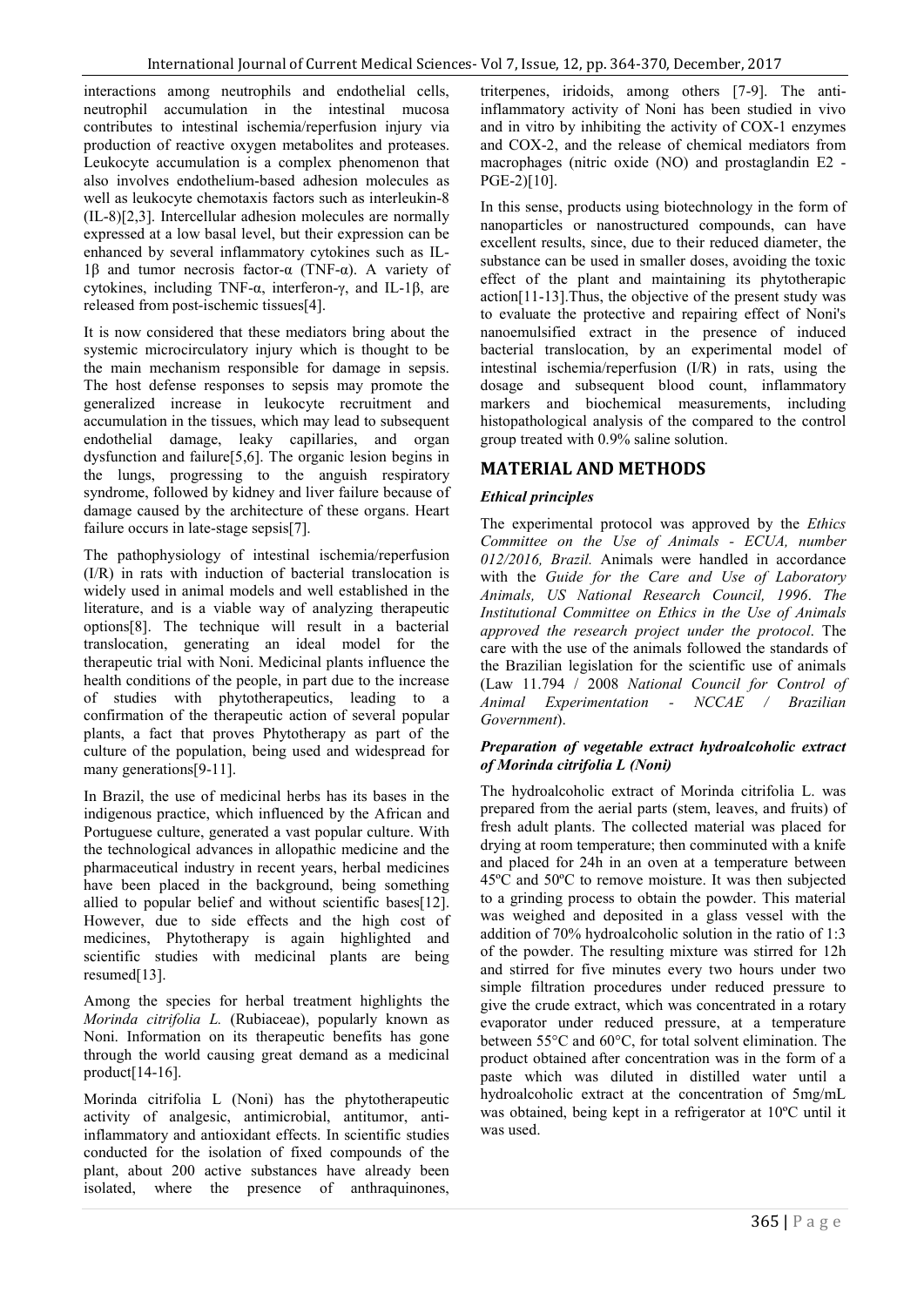interactions among neutrophils and endothelial cells, neutrophil accumulation in the intestinal mucosa contributes to intestinal ischemia/reperfusion injury via production of reactive oxygen metabolites and proteases. Leukocyte accumulation is a complex phenomenon that also involves endothelium-based adhesion molecules as well as leukocyte chemotaxis factors such as interleukin-8 (IL-8)[2,3]. Intercellular adhesion molecules are normally expressed at a low basal level, but their expression can be enhanced by several inflammatory cytokines such as IL-1β and tumor necrosis factor-α (TNF-α). A variety of cytokines, including TNF-α, interferon-γ, and IL-1β, are released from post-ischemic tissues[4].

It is now considered that these mediators bring about the systemic microcirculatory injury which is thought to be the main mechanism responsible for damage in sepsis. The host defense responses to sepsis may promote the generalized increase in leukocyte recruitment and accumulation in the tissues, which may lead to subsequent endothelial damage, leaky capillaries, and organ dysfunction and failure[5,6]. The organic lesion begins in the lungs, progressing to the anguish respiratory syndrome, followed by kidney and liver failure because of damage caused by the architecture of these organs. Heart failure occurs in late-stage sepsis[7].

The pathophysiology of intestinal ischemia/reperfusion (I/R) in rats with induction of bacterial translocation is widely used in animal models and well established in the literature, and is a viable way of analyzing therapeutic options[8]. The technique will result in a bacterial translocation, generating an ideal model for the therapeutic trial with Noni. Medicinal plants influence the health conditions of the people, in part due to the increase of studies with phytotherapeutics, leading to a confirmation of the therapeutic action of several popular plants, a fact that proves Phytotherapy as part of the culture of the population, being used and widespread for many generations[9-11].

In Brazil, the use of medicinal herbs has its bases in the indigenous practice, which influenced by the African and Portuguese culture, generated a vast popular culture. With the technological advances in allopathic medicine and the pharmaceutical industry in recent years, herbal medicines have been placed in the background, being something allied to popular belief and without scientific bases[12]. However, due to side effects and the high cost of medicines, Phytotherapy is again highlighted and scientific studies with medicinal plants are being resumed[13].

Among the species for herbal treatment highlights the *Morinda citrifolia L.* (Rubiaceae), popularly known as Noni. Information on its therapeutic benefits has gone through the world causing great demand as a medicinal product[14-16].

Morinda citrifolia L (Noni) has the phytotherapeutic activity of analgesic, antimicrobial, antitumor, anti-inflammatory and antioxidant effects. In scientific studies conducted for the isolation of fixed compounds of the plant, about 200 active substances have already been isolated, where the presence of anthraquinones, triterpenes, iridoids, among others [7-9]. The anti-inflammatory activity of Noni has been studied in vivo and in vitro by inhibiting the activity of COX-1 enzymes and COX-2, and the release of chemical mediators from macrophages (nitric oxide (NO) and prostaglandin E2 - PGE-2)[10].

In this sense, products using biotechnology in the form of nanoparticles or nanostructured compounds, can have excellent results, since, due to their reduced diameter, the substance can be used in smaller doses, avoiding the toxic effect of the plant and maintaining its phytotherapic action[11-13].Thus, the objective of the present study was to evaluate the protective and repairing effect of Noni's nanoemulsified extract in the presence of induced bacterial translocation, by an experimental model of intestinal ischemia/reperfusion (I/R) in rats, using the dosage and subsequent blood count, inflammatory markers and biochemical measurements, including histopathological analysis of the compared to the control group treated with 0.9% saline solution.

## MATERIAL AND METHODS

### *Ethical principles*

The experimental protocol was approved by the *Ethics Committee on the Use of Animals - ECUA, number 012/2016, Brazil.* Animals were handled in accordance with the *Guide for the Care and Use of Laboratory Animals, US National Research Council, 1996. The Institutional Committee on Ethics in the Use of Animals approved the research project under the protocol*. The care with the use of the animals followed the standards of the Brazilian legislation for the scientific use of animals (Law 11.794 / 2008 *National Council for Control of Animal Experimentation - NCCAE / Brazilian Government*).

### *Preparation of vegetable extract hydroalcoholic extract of Morinda citrifolia L (Noni)*

The hydroalcoholic extract of Morinda citrifolia L. was prepared from the aerial parts (stem, leaves, and fruits) of fresh adult plants. The collected material was placed for drying at room temperature; then comminuted with a knife and placed for 24h in an oven at a temperature between 45ºC and 50ºC to remove moisture. It was then subjected to a grinding process to obtain the powder. This material was weighed and deposited in a glass vessel with the addition of 70% hydroalcoholic solution in the ratio of 1:3 of the powder. The resulting mixture was stirred for 12h and stirred for five minutes every two hours under two simple filtration procedures under reduced pressure to give the crude extract, which was concentrated in a rotary evaporator under reduced pressure, at a temperature between 55°C and 60°C, for total solvent elimination. The product obtained after concentration was in the form of a paste which was diluted in distilled water until a hydroalcoholic extract at the concentration of 5mg/mL was obtained, being kept in a refrigerator at 10ºC until it was used.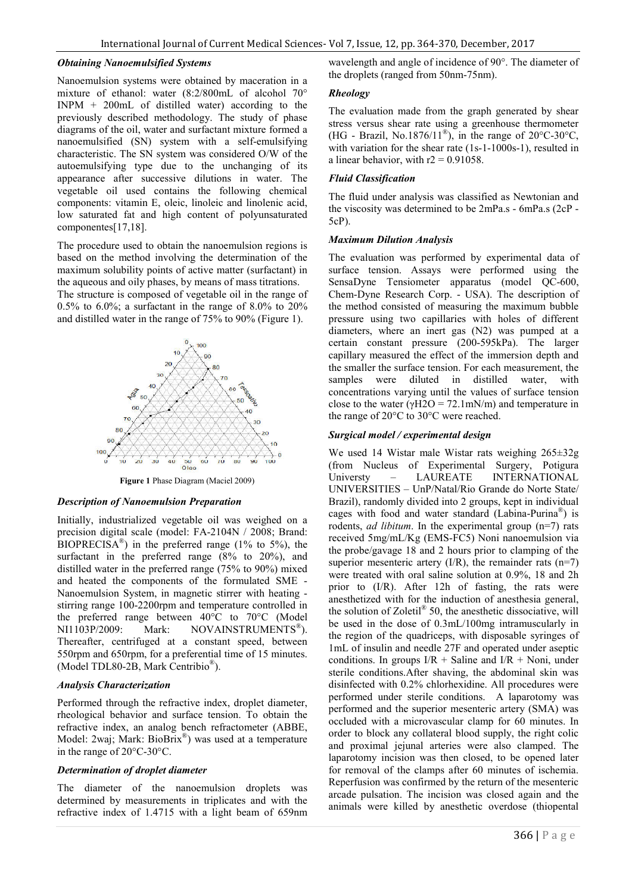### *Obtaining Nanoemulsified Systems*

Nanoemulsion systems were obtained by maceration in a mixture of ethanol: water (8:2/800mL of alcohol 70° INPM + 200mL of distilled water) according to the previously described methodology. The study of phase diagrams of the oil, water and surfactant mixture formed a nanoemulsified (SN) system with a self-emulsifying characteristic. The SN system was considered O/W of the autoemulsifying type due to the unchanging of its appearance after successive dilutions in water. The vegetable oil used contains the following chemical components: vitamin E, oleic, linoleic and linolenic acid, low saturated fat and high content of polyunsaturated componentes[17,18].

The procedure used to obtain the nanoemulsion regions is based on the method involving the determination of the maximum solubility points of active matter (surfactant) in the aqueous and oily phases, by means of mass titrations. The structure is composed of vegetable oil in the range of 0.5% to 6.0%; a surfactant in the range of 8.0% to 20% and distilled water in the range of 75% to 90% (Figure 1).

**Figure 1** Phase Diagram (Maciel 2009)

### *Description of Nanoemulsion Preparation*

Initially, industrialized vegetable oil was weighed on a precision digital scale (model: FA-2104N / 2008; Brand: BIOPRECISA®) in the preferred range (1% to 5%), the surfactant in the preferred range (8% to 20%), and distilled water in the preferred range (75% to 90%) mixed and heated the components of the formulated SME - Nanoemulsion System, in magnetic stirrer with heating - stirring range 100-2200rpm and temperature controlled in the preferred range between 40°C to 70°C (Model NI1103P/2009: Mark: NOVAINSTRUMENTS®). Thereafter, centrifuged at a constant speed, between 550rpm and 650rpm, for a preferential time of 15 minutes. (Model TDL80-2B, Mark Centribio®).

### *Analysis Characterization*

Performed through the refractive index, droplet diameter, rheological behavior and surface tension. To obtain the refractive index, an analog bench refractometer (ABBE, Model: 2waj; Mark: BioBrix®) was used at a temperature in the range of 20°C-30°C.

### *Determination of droplet diameter*

The diameter of the nanoemulsion droplets was determined by measurements in triplicates and with the refractive index of 1.4715 with a light beam of 659nm wavelength and angle of incidence of 90°. The diameter of the droplets (ranged from 50nm-75nm).

### *Rheology*

The evaluation made from the graph generated by shear stress versus shear rate using a greenhouse thermometer (HG - Brazil, No.1876/11®), in the range of 20°C-30°C, with variation for the shear rate (1s-1-1000s-1), resulted in a linear behavior, with $r2 = 0.91058$.

### *Fluid Classification*

The fluid under analysis was classified as Newtonian and the viscosity was determined to be 2mPa.s - 6mPa.s (2cP - 5cP).

### *Maximum Dilution Analysis*

The evaluation was performed by experimental data of surface tension. Assays were performed using the SensaDyne Tensiometer apparatus (model QC-600, Chem-Dyne Research Corp. - USA). The description of the method consisted of measuring the maximum bubble pressure using two capillaries with holes of different diameters, where an inert gas ($N2$) was pumped at a certain constant pressure (200-595kPa). The larger capillary measured the effect of the immersion depth and the smaller the surface tension. For each measurement, the samples were diluted in distilled water, with concentrations varying until the values of surface tension close to the water ($\gamma H2O = 72.1$mN/m) and temperature in the range of 20°C to 30°C were reached.

### *Surgical model / experimental design*

We used 14 Wistar male Wistar rats weighing 265±32g (from Nucleus of Experimental Surgery, Potigura Universty – LAUREATE INTERNATIONAL UNIVERSITIES – UnP/Natal/Rio Grande do Norte State/ Brazil), randomly divided into 2 groups, kept in individual cages with food and water standard (Labina-Purina®) is rodents, *ad libitum*. In the experimental group (n=7) rats received 5mg/mL/Kg (EMS-FC5) Noni nanoemulsion via the probe/gavage 18 and 2 hours prior to clamping of the superior mesenteric artery (I/R), the remainder rats (n=7) were treated with oral saline solution at 0.9%, 18 and 2h prior to (I/R). After 12h of fasting, the rats were anesthetized with for the induction of anesthesia general, the solution of Zoletil® 50, the anesthetic dissociative, will be used in the dose of 0.3mL/100mg intramuscularly in the region of the quadriceps, with disposable syringes of 1mL of insulin and needle 27F and operated under aseptic conditions. In groups I/R + Saline and I/R + Noni, under sterile conditions.After shaving, the abdominal skin was disinfected with 0.2% chlorhexidine. All procedures were performed under sterile conditions. A laparotomy was performed and the superior mesenteric artery (SMA) was occluded with a microvascular clamp for 60 minutes. In order to block any collateral blood supply, the right colic and proximal jejunal arteries were also clamped. The laparotomy incision was then closed, to be opened later for removal of the clamps after 60 minutes of ischemia. Reperfusion was confirmed by the return of the mesenteric arcade pulsation. The incision was closed again and the animals were killed by anesthetic overdose (thiopental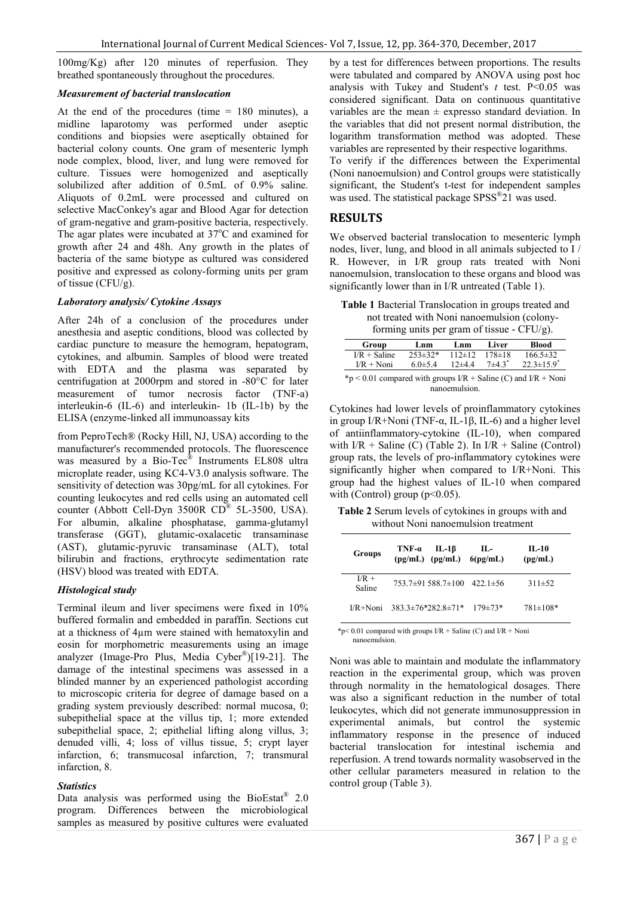100mg/Kg) after 120 minutes of reperfusion. They breathed spontaneously throughout the procedures.

### *Measurement of bacterial translocation*

At the end of the procedures (time = 180 minutes), a midline laparotomy was performed under aseptic conditions and biopsies were aseptically obtained for bacterial colony counts. One gram of mesenteric lymph node complex, blood, liver, and lung were removed for culture. Tissues were homogenized and aseptically solubilized after addition of 0.5mL of 0.9% saline. Aliquots of 0.2mL were processed and cultured on selective MacConkey's agar and Blood Agar for detection of gram-negative and gram-positive bacteria, respectively. The agar plates were incubated at 37°C and examined for growth after 24 and 48h. Any growth in the plates of bacteria of the same biotype as cultured was considered positive and expressed as colony-forming units per gram of tissue (CFU/g).

### *Laboratory analysis/ Cytokine Assays*

After 24h of a conclusion of the procedures under anesthesia and aseptic conditions, blood was collected by cardiac puncture to measure the hemogram, hepatogram, cytokines, and albumin. Samples of blood were treated with EDTA and the plasma was separated by centrifugation at 2000rpm and stored in -80°C for later measurement of tumor necrosis factor (TNF-a) interleukin-6 (IL-6) and interleukin- 1b (IL-1b) by the ELISA (enzyme-linked all immunoassay kits from PeproTech® (Rocky Hill, NJ, USA) according to the manufacturer's recommended protocols. The fluorescence was measured by a Bio-Tec® Instruments EL808 ultra microplate reader, using KC4-V3.0 analysis software. The sensitivity of detection was 30pg/mL for all cytokines. For counting leukocytes and red cells using an automated cell counter (Abbott Cell-Dyn 3500R CD® 5L-3500, USA). For albumin, alkaline phosphatase, gamma-glutamyl transferase (GGT), glutamic-oxalacetic transaminase (AST), glutamic-pyruvic transaminase (ALT), total bilirubin and fractions, erythrocyte sedimentation rate (HSV) blood was treated with EDTA.

### *Histological study*

Terminal ileum and liver specimens were fixed in 10% buffered formalin and embedded in paraffin. Sections cut at a thickness of 4μm were stained with hematoxylin and eosin for morphometric measurements using an image analyzer (Image-Pro Plus, Media Cyber®)[19-21]. The damage of the intestinal specimens was assessed in a blinded manner by an experienced pathologist according to microscopic criteria for degree of damage based on a grading system previously described: normal mucosa, 0; subepithelial space at the villus tip, 1; more extended subepithelial space, 2; epithelial lifting along villus, 3; denuded villi, 4; loss of villus tissue, 5; crypt layer infarction, 6; transmucosal infarction, 7; transmural infarction, 8.

### *Statistics*

Data analysis was performed using the BioEstat® 2.0 program. Differences between the microbiological samples as measured by positive cultures were evaluated by a test for differences between proportions. The results were tabulated and compared by ANOVA using post hoc analysis with Tukey and Student's *t* test. P<0.05 was considered significant. Data on continuous quantitative variables are the mean ± expresso standard deviation. In the variables that did not present normal distribution, the logarithm transformation method was adopted. These variables are represented by their respective logarithms.

To verify if the differences between the Experimental (Noni nanoemulsion) and Control groups were statistically significant, the Student's t-test for independent samples was used. The statistical package SPSS®21 was used.

## RESULTS

We observed bacterial translocation to mesenteric lymph nodes, liver, lung, and blood in all animals subjected to I / R. However, in I/R group rats treated with Noni nanoemulsion, translocation to these organs and blood was significantly lower than in I/R untreated (Table 1).

**Table 1** Bacterial Translocation in groups treated and not treated with Noni nanoemulsion (colony-forming units per gram of tissue - CFU/g).

| Group | Lnm | Lnm | Liver | Blood |
|---|---|---|---|---|
| I/R + Saline | 253±32* | 112±12 | 178±18 | 166.5±32 |
| I/R + Noni | 6.0±5.4 | 12±4.4 | 7±4.3* | 22.3±15.9* |

*p < 0.01 compared with groups I/R + Saline (C) and I/R + Noni nanoemulsion.

Cytokines had lower levels of proinflammatory cytokines in group I/R+Noni (TNF-α, IL-1β, IL-6) and a higher level of antiinflammatory-cytokine (IL-10), when compared with I/R + Saline (C) (Table 2). In I/R + Saline (Control) group rats, the levels of pro-inflammatory cytokines were significantly higher when compared to I/R+Noni. This group had the highest values of IL-10 when compared with (Control) group (p<0.05).

**Table 2** Serum levels of cytokines in groups with and without Noni nanoemulsion treatment

| Groups | TNF-α (pg/mL) | IL-1β (pg/mL) | IL-6(pg/mL) | IL-10 (pg/mL) |
|---|---|---|---|---|
| I/R + Saline | 753.7±91 | 588.7±100 | 422.1±56 | 311±52 |
| I/R+Noni | 383.3±76* | 282.8±71* | 179±73* | 781±108* |

*p< 0.01 compared with groups I/R + Saline (C) and I/R + Noni nanoemulsion.

Noni was able to maintain and modulate the inflammatory reaction in the experimental group, which was proven through normality in the hematological dosages. There was also a significant reduction in the number of total leukocytes, which did not generate immunosuppression in experimental animals, but control the systemic inflammatory response in the presence of induced bacterial translocation for intestinal ischemia and reperfusion. A trend towards normality wasobserved in the other cellular parameters measured in relation to the control group (Table 3).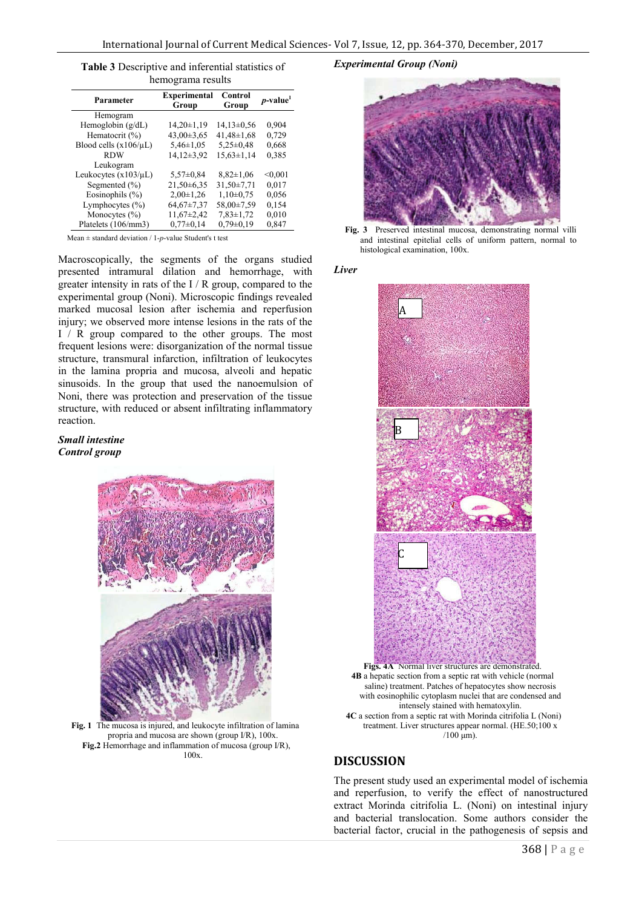**Table 3** Descriptive and inferential statistics of hemograma results

| Parameter | Experimental Group | Control Group | *p*-value[1] |
|---|---|---|---|
| Hemogram | | | |
| Hemoglobin (g/dL) | 14,20±1,19 | 14,13±0,56 | 0,904 |
| Hematocrit (%) | 43,00±3,65 | 41,48±1,68 | 0,729 |
| Blood cells (x106/µL) | 5,46±1,05 | 5,25±0,48 | 0,668 |
| RDW | 14,12±3,92 | 15,63±1,14 | 0,385 |
| Leukogram | | | |
| Leukocytes (x103/µL) | 5,57±0,84 | 8,82±1,06 | <0,001 |
| Segmented (%) | 21,50±6,35 | 31,50±7,71 | 0,017 |
| Eosinophils (%) | 2,00±1,26 | 1,10±0,75 | 0,056 |
| Lymphocytes (%) | 64,67±7,37 | 58,00±7,59 | 0,154 |
| Monocytes (%) | 11,67±2,42 | 7,83±1,72 | 0,010 |
| Platelets (106/mm3) | 0,77±0,14 | 0,79±0,19 | 0,847 |

Mean ± standard deviation / 1-*p*-value Student's t test

Macroscopically, the segments of the organs studied presented intramural dilation and hemorrhage, with greater intensity in rats of the I / R group, compared to the experimental group (Noni). Microscopic findings revealed marked mucosal lesion after ischemia and reperfusion injury; we observed more intense lesions in the rats of the I / R group compared to the other groups. The most frequent lesions were: disorganization of the normal tissue structure, transmural infarction, infiltration of leukocytes in the lamina propria and mucosa, alveoli and hepatic sinusoids. In the group that used the nanoemulsion of Noni, there was protection and preservation of the tissue structure, with reduced or absent infiltrating inflammatory reaction.

***Small intestine***

***Control group***

**Fig. 1** The mucosa is injured, and leukocyte infiltration of lamina propria and mucosa are shown (group I/R), 100x.

**Fig.2** Hemorrhage and inflammation of mucosa (group I/R), 100x.

***Experimental Group (Noni)***

**Fig. 3** Preserved intestinal mucosa, demonstrating normal villi and intestinal epitelial cells of uniform pattern, normal to histological examination, 100x.

***Liver***

**Figs. 4A** Normal liver structures are demonstrated.

**4B** a hepatic section from a septic rat with vehicle (normal saline) treatment. Patches of hepatocytes show necrosis with eosinophilic cytoplasm nuclei that are condensed and intensely stained with hematoxylin.

**4C** a section from a septic rat with Morinda citrifolia L (Noni) treatment. Liver structures appear normal. (HE.50;100 x /100 µm).

## DISCUSSION

The present study used an experimental model of ischemia and reperfusion, to verify the effect of nanostructured extract Morinda citrifolia L. (Noni) on intestinal injury and bacterial translocation. Some authors consider the bacterial factor, crucial in the pathogenesis of sepsis and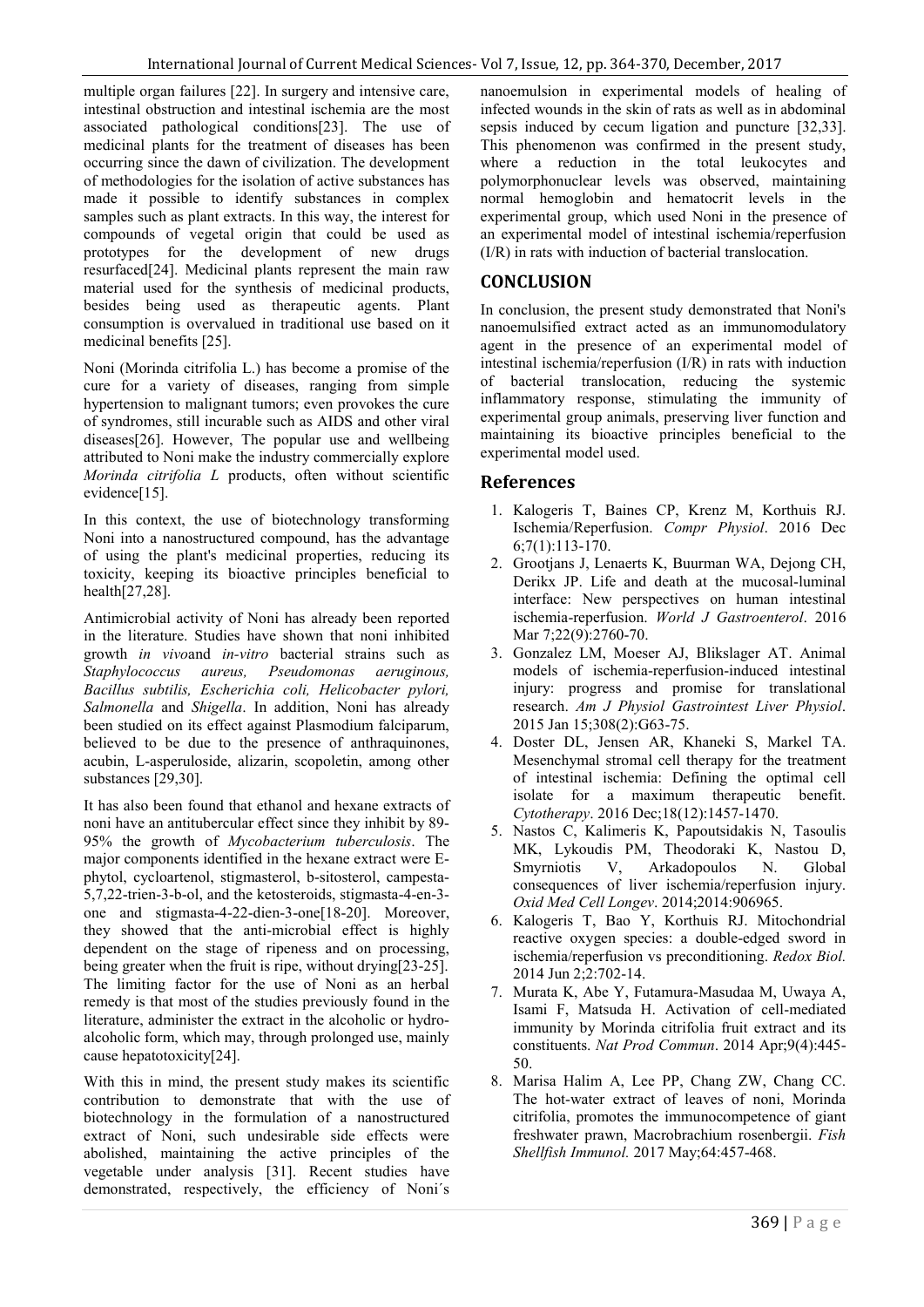multiple organ failures [22]. In surgery and intensive care, intestinal obstruction and intestinal ischemia are the most associated pathological conditions[23]. The use of medicinal plants for the treatment of diseases has been occurring since the dawn of civilization. The development of methodologies for the isolation of active substances has made it possible to identify substances in complex samples such as plant extracts. In this way, the interest for compounds of vegetal origin that could be used as prototypes for the development of new drugs resurfaced[24]. Medicinal plants represent the main raw material used for the synthesis of medicinal products, besides being used as therapeutic agents. Plant consumption is overvalued in traditional use based on it medicinal benefits [25].

Noni (Morinda citrifolia L.) has become a promise of the cure for a variety of diseases, ranging from simple hypertension to malignant tumors; even provokes the cure of syndromes, still incurable such as AIDS and other viral diseases[26]. However, The popular use and wellbeing attributed to Noni make the industry commercially explore *Morinda citrifolia L* products, often without scientific evidence[15].

In this context, the use of biotechnology transforming Noni into a nanostructured compound, has the advantage of using the plant's medicinal properties, reducing its toxicity, keeping its bioactive principles beneficial to health[27,28].

Antimicrobial activity of Noni has already been reported in the literature. Studies have shown that noni inhibited growth *in vivo*and *in-vitro* bacterial strains such as *Staphylococcus aureus, Pseudomonas aeruginous, Bacillus subtilis, Escherichia coli, Helicobacter pylori, Salmonella* and *Shigella*. In addition, Noni has already been studied on its effect against Plasmodium falciparum, believed to be due to the presence of anthraquinones, acubin, L-asperuloside, alizarin, scopoletin, among other substances [29,30].

It has also been found that ethanol and hexane extracts of noni have an antitubercular effect since they inhibit by 89-95% the growth of *Mycobacterium tuberculosis*. The major components identified in the hexane extract were E-phytol, cycloartenol, stigmasterol, b-sitosterol, campesta-5,7,22-trien-3-b-ol, and the ketosteroids, stigmasta-4-en-3-one and stigmasta-4-22-dien-3-one[18-20]. Moreover, they showed that the anti-microbial effect is highly dependent on the stage of ripeness and on processing, being greater when the fruit is ripe, without drying[23-25]. The limiting factor for the use of Noni as an herbal remedy is that most of the studies previously found in the literature, administer the extract in the alcoholic or hydro-alcoholic form, which may, through prolonged use, mainly cause hepatotoxicity[24].

With this in mind, the present study makes its scientific contribution to demonstrate that with the use of biotechnology in the formulation of a nanostructured extract of Noni, such undesirable side effects were abolished, maintaining the active principles of the vegetable under analysis [31]. Recent studies have demonstrated, respectively, the efficiency of Noni´s nanoemulsion in experimental models of healing of infected wounds in the skin of rats as well as in abdominal sepsis induced by cecum ligation and puncture [32,33]. This phenomenon was confirmed in the present study, where a reduction in the total leukocytes and polymorphonuclear levels was observed, maintaining normal hemoglobin and hematocrit levels in the experimental group, which used Noni in the presence of an experimental model of intestinal ischemia/reperfusion (I/R) in rats with induction of bacterial translocation.

## CONCLUSION

In conclusion, the present study demonstrated that Noni's nanoemulsified extract acted as an immunomodulatory agent in the presence of an experimental model of intestinal ischemia/reperfusion (I/R) in rats with induction of bacterial translocation, reducing the systemic inflammatory response, stimulating the immunity of experimental group animals, preserving liver function and maintaining its bioactive principles beneficial to the experimental model used.

## References

1. Kalogeris T, Baines CP, Krenz M, Korthuis RJ. Ischemia/Reperfusion. *Compr Physiol*. 2016 Dec 6;7(1):113-170.
2. Grootjans J, Lenaerts K, Buurman WA, Dejong CH, Derikx JP. Life and death at the mucosal-luminal interface: New perspectives on human intestinal ischemia-reperfusion. *World J Gastroenterol*. 2016 Mar 7;22(9):2760-70.
3. Gonzalez LM, Moeser AJ, Blikslager AT. Animal models of ischemia-reperfusion-induced intestinal injury: progress and promise for translational research. *Am J Physiol Gastrointest Liver Physiol*. 2015 Jan 15;308(2):G63-75.
4. Doster DL, Jensen AR, Khaneki S, Markel TA. Mesenchymal stromal cell therapy for the treatment of intestinal ischemia: Defining the optimal cell isolate for a maximum therapeutic benefit. *Cytotherapy*. 2016 Dec;18(12):1457-1470.
5. Nastos C, Kalimeris K, Papoutsidakis N, Tasoulis MK, Lykoudis PM, Theodoraki K, Nastou D, Smyrniotis V, Arkadopoulos N. Global consequences of liver ischemia/reperfusion injury. *Oxid Med Cell Longev*. 2014;2014:906965.
6. Kalogeris T, Bao Y, Korthuis RJ. Mitochondrial reactive oxygen species: a double-edged sword in ischemia/reperfusion vs preconditioning. *Redox Biol.* 2014 Jun 2;2:702-14.
7. Murata K, Abe Y, Futamura-Masudaa M, Uwaya A, Isami F, Matsuda H. Activation of cell-mediated immunity by Morinda citrifolia fruit extract and its constituents. *Nat Prod Commun*. 2014 Apr;9(4):445-50.
8. Marisa Halim A, Lee PP, Chang ZW, Chang CC. The hot-water extract of leaves of noni, Morinda citrifolia, promotes the immunocompetence of giant freshwater prawn, Macrobrachium rosenbergii. *Fish Shellfish Immunol.* 2017 May;64:457-468.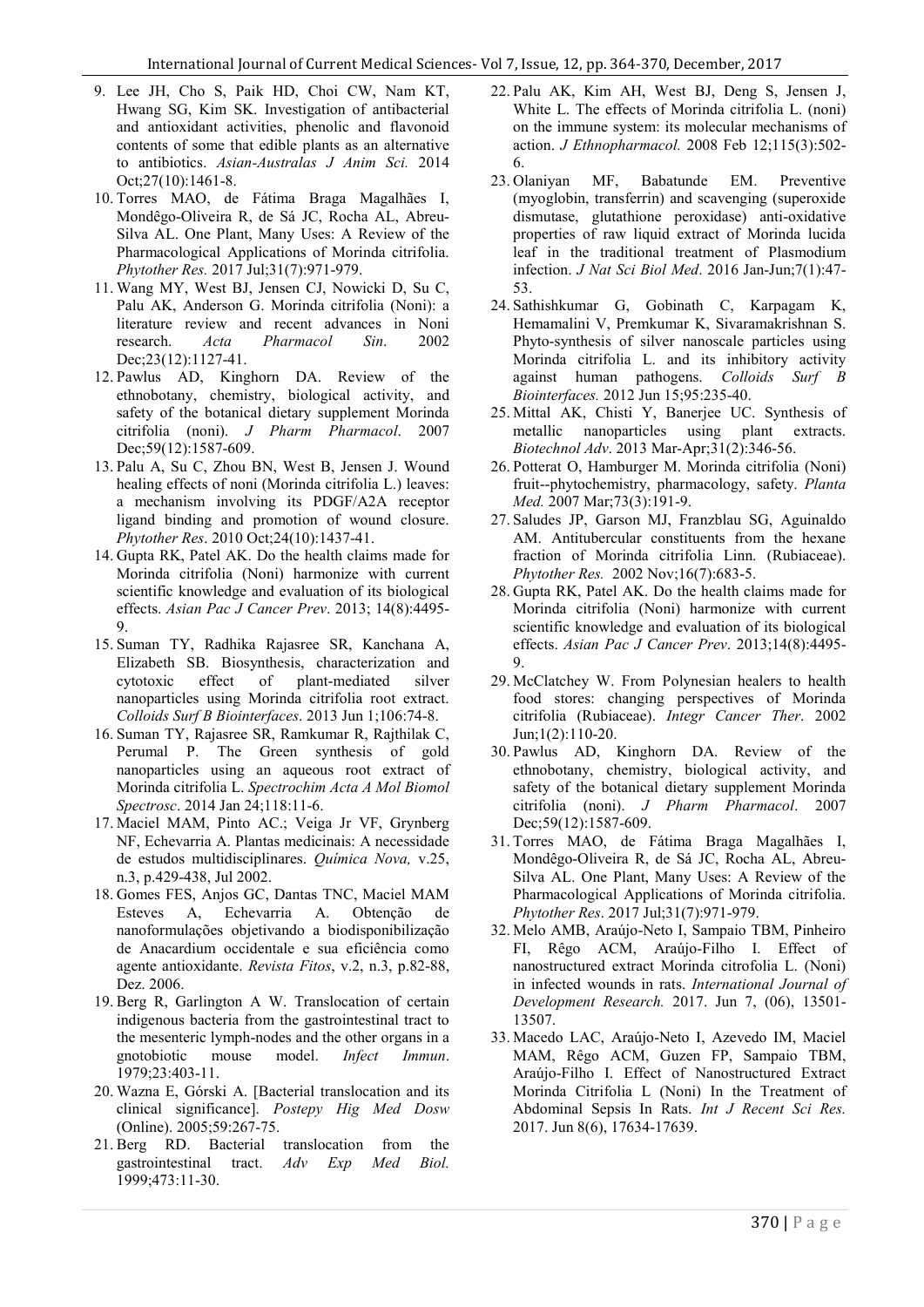9. Lee JH, Cho S, Paik HD, Choi CW, Nam KT, Hwang SG, Kim SK. Investigation of antibacterial and antioxidant activities, phenolic and flavonoid contents of some that edible plants as an alternative to antibiotics. *Asian-Australas J Anim Sci.* 2014 Oct;27(10):1461-8.
10. Torres MAO, de Fátima Braga Magalhães I, Mondêgo-Oliveira R, de Sá JC, Rocha AL, Abreu-Silva AL. One Plant, Many Uses: A Review of the Pharmacological Applications of Morinda citrifolia. *Phytother Res.* 2017 Jul;31(7):971-979.
11. Wang MY, West BJ, Jensen CJ, Nowicki D, Su C, Palu AK, Anderson G. Morinda citrifolia (Noni): a literature review and recent advances in Noni research. *Acta Pharmacol Sin*. 2002 Dec;23(12):1127-41.
12. Pawlus AD, Kinghorn DA. Review of the ethnobotany, chemistry, biological activity, and safety of the botanical dietary supplement Morinda citrifolia (noni). *J Pharm Pharmacol*. 2007 Dec;59(12):1587-609.
13. Palu A, Su C, Zhou BN, West B, Jensen J. Wound healing effects of noni (Morinda citrifolia L.) leaves: a mechanism involving its PDGF/A2A receptor ligand binding and promotion of wound closure. *Phytother Res*. 2010 Oct;24(10):1437-41.
14. Gupta RK, Patel AK. Do the health claims made for Morinda citrifolia (Noni) harmonize with current scientific knowledge and evaluation of its biological effects. *Asian Pac J Cancer Prev*. 2013; 14(8):4495-9.
15. Suman TY, Radhika Rajasree SR, Kanchana A, Elizabeth SB. Biosynthesis, characterization and cytotoxic effect of plant-mediated silver nanoparticles using Morinda citrifolia root extract. *Colloids Surf B Biointerfaces*. 2013 Jun 1;106:74-8.
16. Suman TY, Rajasree SR, Ramkumar R, Rajthilak C, Perumal P. The Green synthesis of gold nanoparticles using an aqueous root extract of Morinda citrifolia L. *Spectrochim Acta A Mol Biomol Spectrosc*. 2014 Jan 24;118:11-6.
17. Maciel MAM, Pinto AC.; Veiga Jr VF, Grynberg NF, Echevarria A. Plantas medicinais: A necessidade de estudos multidisciplinares. *Química Nova,* v.25, n.3, p.429-438, Jul 2002.
18. Gomes FES, Anjos GC, Dantas TNC, Maciel MAM Esteves A, Echevarria A. Obtenção de nanoformulações objetivando a biodisponibilização de Anacardium occidentale e sua eficiência como agente antioxidante. *Revista Fitos*, v.2, n.3, p.82-88, Dez. 2006.
19. Berg R, Garlington A W. Translocation of certain indigenous bacteria from the gastrointestinal tract to the mesenteric lymph-nodes and the other organs in a gnotobiotic mouse model. *Infect Immun*. 1979;23:403-11.
20. Wazna E, Górski A. [Bacterial translocation and its clinical significance]. *Postepy Hig Med Dosw* (Online). 2005;59:267-75.
21. Berg RD. Bacterial translocation from the gastrointestinal tract. *Adv Exp Med Biol.* 1999;473:11-30.
22. Palu AK, Kim AH, West BJ, Deng S, Jensen J, White L. The effects of Morinda citrifolia L. (noni) on the immune system: its molecular mechanisms of action. *J Ethnopharmacol.* 2008 Feb 12;115(3):502-6.
23. Olaniyan MF, Babatunde EM. Preventive (myoglobin, transferrin) and scavenging (superoxide dismutase, glutathione peroxidase) anti-oxidative properties of raw liquid extract of Morinda lucida leaf in the traditional treatment of Plasmodium infection. *J Nat Sci Biol Med*. 2016 Jan-Jun;7(1):47-53.
24. Sathishkumar G, Gobinath C, Karpagam K, Hemamalini V, Premkumar K, Sivaramakrishnan S. Phyto-synthesis of silver nanoscale particles using Morinda citrifolia L. and its inhibitory activity against human pathogens. *Colloids Surf B Biointerfaces.* 2012 Jun 15;95:235-40.
25. Mittal AK, Chisti Y, Banerjee UC. Synthesis of metallic nanoparticles using plant extracts. *Biotechnol Adv*. 2013 Mar-Apr;31(2):346-56.
26. Potterat O, Hamburger M. Morinda citrifolia (Noni) fruit--phytochemistry, pharmacology, safety. *Planta Med.* 2007 Mar;73(3):191-9.
27. Saludes JP, Garson MJ, Franzblau SG, Aguinaldo AM. Antitubercular constituents from the hexane fraction of Morinda citrifolia Linn. (Rubiaceae). *Phytother Res.* 2002 Nov;16(7):683-5.
28. Gupta RK, Patel AK. Do the health claims made for Morinda citrifolia (Noni) harmonize with current scientific knowledge and evaluation of its biological effects. *Asian Pac J Cancer Prev*. 2013;14(8):4495-9.
29. McClatchey W. From Polynesian healers to health food stores: changing perspectives of Morinda citrifolia (Rubiaceae). *Integr Cancer Ther*. 2002 Jun;1(2):110-20.
30. Pawlus AD, Kinghorn DA. Review of the ethnobotany, chemistry, biological activity, and safety of the botanical dietary supplement Morinda citrifolia (noni). *J Pharm Pharmacol*. 2007 Dec;59(12):1587-609.
31. Torres MAO, de Fátima Braga Magalhães I, Mondêgo-Oliveira R, de Sá JC, Rocha AL, Abreu-Silva AL. One Plant, Many Uses: A Review of the Pharmacological Applications of Morinda citrifolia. *Phytother Res*. 2017 Jul;31(7):971-979.
32. Melo AMB, Araújo-Neto I, Sampaio TBM, Pinheiro FI, Rêgo ACM, Araújo-Filho I. Effect of nanostructured extract Morinda citrofolia L. (Noni) in infected wounds in rats. *International Journal of Development Research.* 2017. Jun 7, (06), 13501-13507.
33. Macedo LAC, Araújo-Neto I, Azevedo IM, Maciel MAM, Rêgo ACM, Guzen FP, Sampaio TBM, Araújo-Filho I. Effect of Nanostructured Extract Morinda Citrifolia L (Noni) In the Treatment of Abdominal Sepsis In Rats. *Int J Recent Sci Res.* 2017. Jun 8(6), 17634-17639.